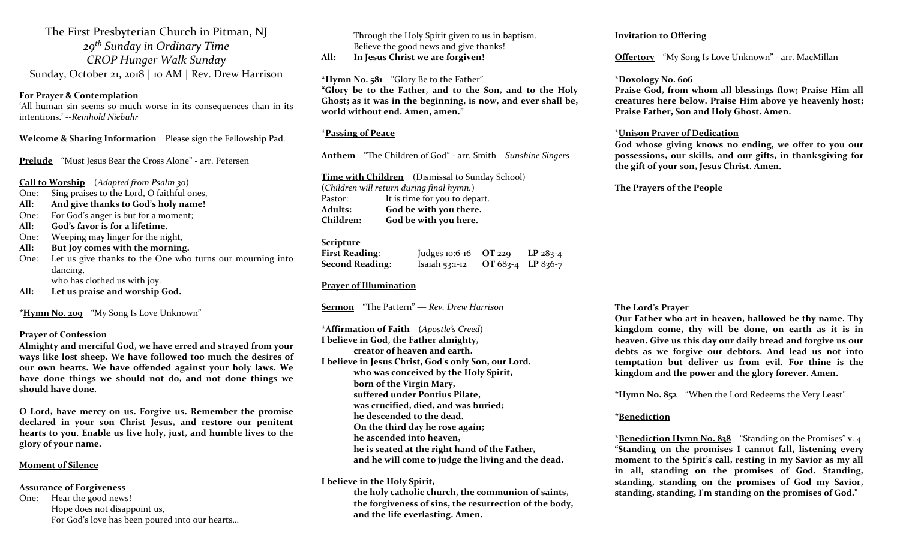# The First Presbyterian Church in Pitman, NJ

*29th Sunday in Ordinary Time*

*CROP Hunger Walk Sunday*

Sunday, October 21, 2018 | 10 AM | Rev. Drew Harrison

**For Prayer & Contemplation**
'All human sin seems so much worse in its consequences than in its intentions.' --*Reinhold Niebuhr*

**Welcome & Sharing Information** Please sign the Fellowship Pad.

**Prelude** "Must Jesus Bear the Cross Alone" - arr. Petersen

**Call to Worship** (*Adapted from Psalm 30*)

One: Sing praises to the Lord, O faithful ones,
**All: And give thanks to God's holy name!**
One: For God's anger is but for a moment;
**All: God's favor is for a lifetime.**
One: Weeping may linger for the night,
**All: But Joy comes with the morning.**
One: Let us give thanks to the One who turns our mourning into dancing,
who has clothed us with joy.
**All: Let us praise and worship God.**

\***Hymn No. 209** "My Song Is Love Unknown"

**Prayer of Confession**
**Almighty and merciful God, we have erred and strayed from your ways like lost sheep. We have followed too much the desires of our own hearts. We have offended against your holy laws. We have done things we should not do, and not done things we should have done.**

**O Lord, have mercy on us. Forgive us. Remember the promise declared in your son Christ Jesus, and restore our penitent hearts to you. Enable us live holy, just, and humble lives to the glory of your name.**

**Moment of Silence**

**Assurance of Forgiveness**
One: Hear the good news!
Hope does not disappoint us,
For God's love has been poured into our hearts…
Through the Holy Spirit given to us in baptism.
Believe the good news and give thanks!
**All: In Jesus Christ we are forgiven!**

\***Hymn No. 581** "Glory Be to the Father"
**"Glory be to the Father, and to the Son, and to the Holy Ghost; as it was in the beginning, is now, and ever shall be, world without end. Amen, amen."**

\***Passing of Peace**

**Anthem** "The Children of God" - arr. Smith – *Sunshine Singers*

**Time with Children** (Dismissal to Sunday School)
(*Children will return during final hymn.*)
Pastor: It is time for you to depart.
**Adults: God be with you there.**
**Children: God be with you here.**

**Scripture**

| | | | |
|---|---|---|---|
| **First Reading**: | Judges 10:6-16 | **OT** 229 | **LP** 283-4 |
| **Second Reading**: | Isaiah 53:1-12 | **OT** 683-4 | **LP** 836-7 |

**Prayer of Illumination**

**Sermon** "The Pattern" — *Rev. Drew Harrison*

\***Affirmation of Faith** (*Apostle's Creed*)
**I believe in God, the Father almighty,**
**creator of heaven and earth.**
**I believe in Jesus Christ, God's only Son, our Lord.**
**who was conceived by the Holy Spirit,**
**born of the Virgin Mary,**
**suffered under Pontius Pilate,**
**was crucified, died, and was buried;**
**he descended to the dead.**
**On the third day he rose again;**
**he ascended into heaven,**
**he is seated at the right hand of the Father,**
**and he will come to judge the living and the dead.**

**I believe in the Holy Spirit,**
**the holy catholic church, the communion of saints,**
**the forgiveness of sins, the resurrection of the body,**
**and the life everlasting. Amen.**

**Invitation to Offering**

**Offertory** "My Song Is Love Unknown" - arr. MacMillan

\***Doxology No. 606**
**Praise God, from whom all blessings flow; Praise Him all creatures here below. Praise Him above ye heavenly host; Praise Father, Son and Holy Ghost. Amen.**

\***Unison Prayer of Dedication**
**God whose giving knows no ending, we offer to you our possessions, our skills, and our gifts, in thanksgiving for the gift of your son, Jesus Christ. Amen.**

**The Prayers of the People**

**The Lord's Prayer**
**Our Father who art in heaven, hallowed be thy name. Thy kingdom come, thy will be done, on earth as it is in heaven. Give us this day our daily bread and forgive us our debts as we forgive our debtors. And lead us not into temptation but deliver us from evil. For thine is the kingdom and the power and the glory forever. Amen.**

\***Hymn No. 852** "When the Lord Redeems the Very Least"

\***Benediction**

\***Benediction Hymn No. 838** "Standing on the Promises" v. 4
**"Standing on the promises I cannot fall, listening every moment to the Spirit's call, resting in my Savior as my all in all, standing on the promises of God. Standing, standing, standing on the promises of God my Savior, standing, standing, I'm standing on the promises of God."**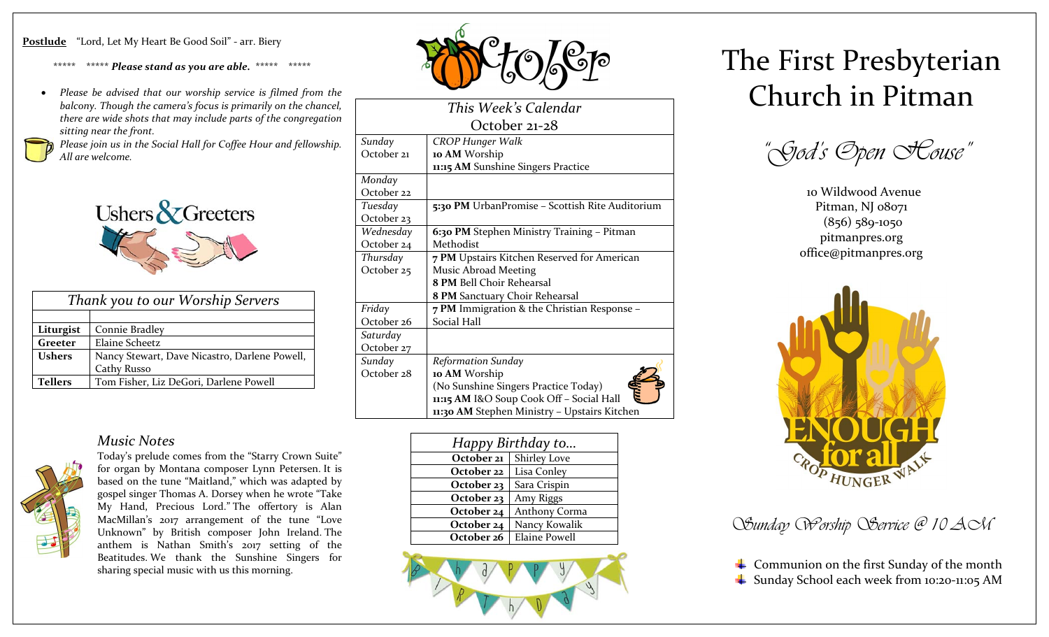**Postlude** "Lord, Let My Heart Be Good Soil" - arr. Biery

***** ***** ***Please stand as you are able.*** ***** *****

- *Please be advised that our worship service is filmed from the balcony. Though the camera's focus is primarily on the chancel, there are wide shots that may include parts of the congregation sitting near the front.*

*Please join us in the Social Hall for Coffee Hour and fellowship. All are welcome.*

Ushers & Greeters

| Thank you to our Worship Servers | |
|---|---|
| | |
| **Liturgist** | Connie Bradley |
| **Greeter** | Elaine Scheetz |
| **Ushers** | Nancy Stewart, Dave Nicastro, Darlene Powell, Cathy Russo |
| **Tellers** | Tom Fisher, Liz DeGori, Darlene Powell |

## *Music Notes*

Today's prelude comes from the "Starry Crown Suite" for organ by Montana composer Lynn Petersen. It is based on the tune "Maitland," which was adapted by gospel singer Thomas A. Dorsey when he wrote "Take My Hand, Precious Lord." The offertory is Alan MacMillan's 2017 arrangement of the tune "Love Unknown" by British composer John Ireland. The anthem is Nathan Smith's 2017 setting of the Beatitudes. We thank the Sunshine Singers for sharing special music with us this morning.

October

| *This Week's Calendar* October 21-28 | |
|---|---|
| *Sunday* October 21 | *CROP Hunger Walk* **10 AM** Worship **11:15 AM** Sunshine Singers Practice |
| *Monday* October 22 | |
| *Tuesday* October 23 | **5:30 PM** UrbanPromise – Scottish Rite Auditorium |
| *Wednesday* October 24 | **6:30 PM** Stephen Ministry Training – Pitman Methodist |
| *Thursday* October 25 | **7 PM** Upstairs Kitchen Reserved for American Music Abroad Meeting **8 PM** Bell Choir Rehearsal **8 PM** Sanctuary Choir Rehearsal |
| *Friday* October 26 | **7 PM** Immigration & the Christian Response – Social Hall |
| *Saturday* October 27 | |
| *Sunday* October 28 | *Reformation Sunday* **10 AM** Worship (No Sunshine Singers Practice Today) **11:15 AM** I&O Soup Cook Off – Social Hall **11:30 AM** Stephen Ministry – Upstairs Kitchen |

| *Happy Birthday to…* | |
|---|---|
| **October 21** | Shirley Love |
| **October 22** | Lisa Conley |
| **October 23** | Sara Crispin |
| **October 23** | Amy Riggs |
| **October 24** | Anthony Corma |
| **October 24** | Nancy Kowalik |
| **October 26** | Elaine Powell |

Happy Birthday

# The First Presbyterian Church in Pitman

*"God's Open House"*

10 Wildwood Avenue
Pitman, NJ 08071
(856) 589-1050
pitmanpres.org
office@pitmanpres.org

ENOUGH for all
CROP HUNGER WALK

*Sunday Worship Service @ 10 AM*

- Communion on the first Sunday of the month
- Sunday School each week from 10:20-11:05 AM